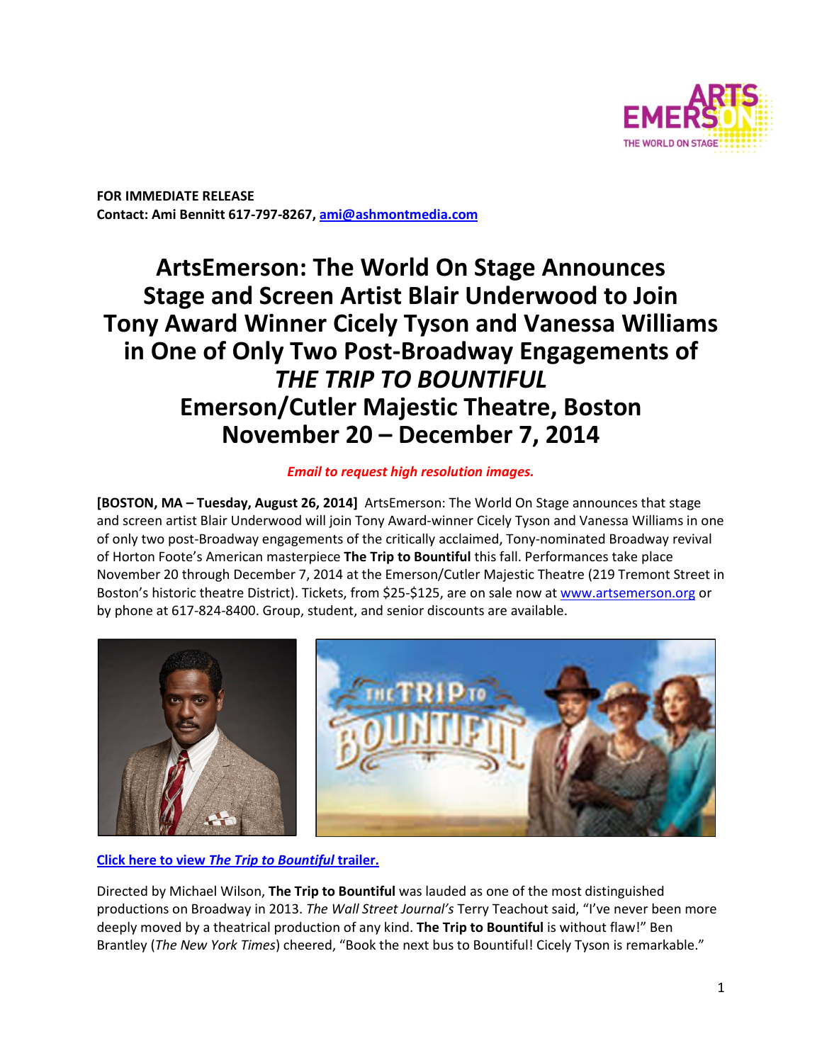**FOR IMMEDIATE RELEASE**
**Contact: Ami Bennitt 617-797-8267, [ami@ashmontmedia.com](mailto:ami@ashmontmedia.com)**

# ArtsEmerson: The World On Stage Announces Stage and Screen Artist Blair Underwood to Join Tony Award Winner Cicely Tyson and Vanessa Williams in One of Only Two Post-Broadway Engagements of *THE TRIP TO BOUNTIFUL* Emerson/Cutler Majestic Theatre, Boston November 20 – December 7, 2014

***Email to request high resolution images.***

**[BOSTON, MA – Tuesday, August 26, 2014]** ArtsEmerson: The World On Stage announces that stage and screen artist Blair Underwood will join Tony Award-winner Cicely Tyson and Vanessa Williams in one of only two post-Broadway engagements of the critically acclaimed, Tony-nominated Broadway revival of Horton Foote's American masterpiece **The Trip to Bountiful** this fall. Performances take place November 20 through December 7, 2014 at the Emerson/Cutler Majestic Theatre (219 Tremont Street in Boston's historic theatre District). Tickets, from $25-$125, are on sale now at [www.artsemerson.org](http://www.artsemerson.org) or by phone at 617-824-8400. Group, student, and senior discounts are available.

**[Click here to view *The Trip to Bountiful* trailer.]()**

Directed by Michael Wilson, **The Trip to Bountiful** was lauded as one of the most distinguished productions on Broadway in 2013. *The Wall Street Journal's* Terry Teachout said, "I've never been more deeply moved by a theatrical production of any kind. **The Trip to Bountiful** is without flaw!" Ben Brantley (*The New York Times*) cheered, "Book the next bus to Bountiful! Cicely Tyson is remarkable."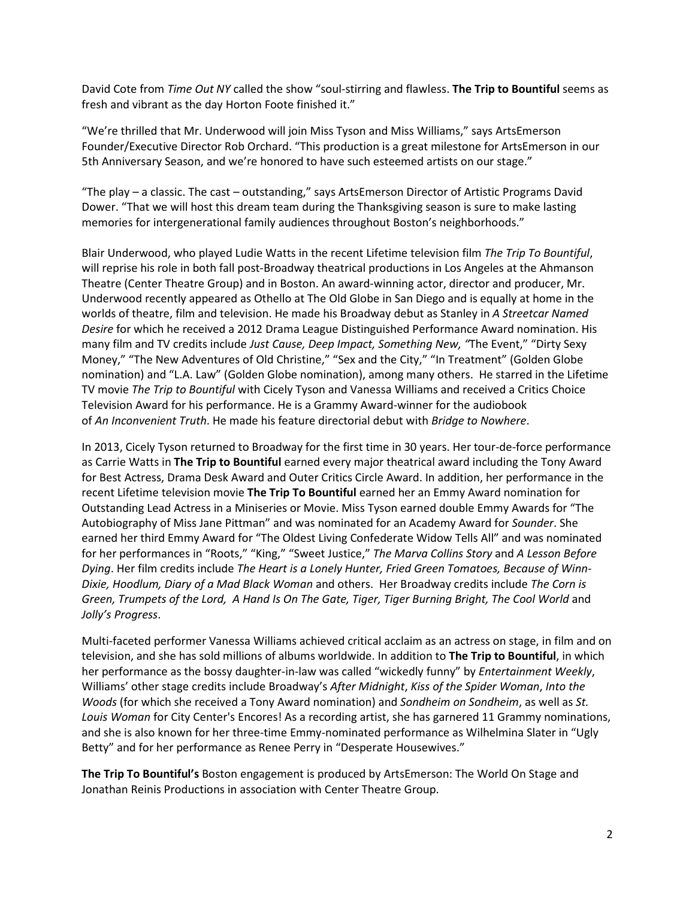David Cote from *Time Out NY* called the show "soul-stirring and flawless. **The Trip to Bountiful** seems as fresh and vibrant as the day Horton Foote finished it."

"We're thrilled that Mr. Underwood will join Miss Tyson and Miss Williams," says ArtsEmerson Founder/Executive Director Rob Orchard. "This production is a great milestone for ArtsEmerson in our 5th Anniversary Season, and we're honored to have such esteemed artists on our stage."

"The play – a classic. The cast – outstanding," says ArtsEmerson Director of Artistic Programs David Dower. "That we will host this dream team during the Thanksgiving season is sure to make lasting memories for intergenerational family audiences throughout Boston's neighborhoods."

Blair Underwood, who played Ludie Watts in the recent Lifetime television film *The Trip To Bountiful*, will reprise his role in both fall post-Broadway theatrical productions in Los Angeles at the Ahmanson Theatre (Center Theatre Group) and in Boston. An award-winning actor, director and producer, Mr. Underwood recently appeared as Othello at The Old Globe in San Diego and is equally at home in the worlds of theatre, film and television. He made his Broadway debut as Stanley in *A Streetcar Named Desire* for which he received a 2012 Drama League Distinguished Performance Award nomination. His many film and TV credits include *Just Cause, Deep Impact, Something New, "*The Event," "Dirty Sexy Money," "The New Adventures of Old Christine," "Sex and the City," "In Treatment" (Golden Globe nomination) and "L.A. Law" (Golden Globe nomination), among many others. He starred in the Lifetime TV movie *The Trip to Bountiful* with Cicely Tyson and Vanessa Williams and received a Critics Choice Television Award for his performance. He is a Grammy Award-winner for the audiobook of *An Inconvenient Truth*. He made his feature directorial debut with *Bridge to Nowhere*.

In 2013, Cicely Tyson returned to Broadway for the first time in 30 years. Her tour-de-force performance as Carrie Watts in **The Trip to Bountiful** earned every major theatrical award including the Tony Award for Best Actress, Drama Desk Award and Outer Critics Circle Award. In addition, her performance in the recent Lifetime television movie **The Trip To Bountiful** earned her an Emmy Award nomination for Outstanding Lead Actress in a Miniseries or Movie. Miss Tyson earned double Emmy Awards for "The Autobiography of Miss Jane Pittman" and was nominated for an Academy Award for *Sounder*. She earned her third Emmy Award for "The Oldest Living Confederate Widow Tells All" and was nominated for her performances in "Roots," "King," "Sweet Justice," *The Marva Collins Story* and *A Lesson Before Dying*. Her film credits include *The Heart is a Lonely Hunter, Fried Green Tomatoes, Because of Winn-Dixie, Hoodlum, Diary of a Mad Black Woman* and others. Her Broadway credits include *The Corn is Green, Trumpets of the Lord, A Hand Is On The Gate, Tiger, Tiger Burning Bright, The Cool World* and *Jolly's Progress*.

Multi-faceted performer Vanessa Williams achieved critical acclaim as an actress on stage, in film and on television, and she has sold millions of albums worldwide. In addition to **The Trip to Bountiful**, in which her performance as the bossy daughter-in-law was called "wickedly funny" by *Entertainment Weekly*, Williams' other stage credits include Broadway's *After Midnight*, *Kiss of the Spider Woman*, *Into the Woods* (for which she received a Tony Award nomination) and *Sondheim on Sondheim*, as well as *St. Louis Woman* for City Center's Encores! As a recording artist, she has garnered 11 Grammy nominations, and she is also known for her three-time Emmy-nominated performance as Wilhelmina Slater in "Ugly Betty" and for her performance as Renee Perry in "Desperate Housewives."

**The Trip To Bountiful's** Boston engagement is produced by ArtsEmerson: The World On Stage and Jonathan Reinis Productions in association with Center Theatre Group.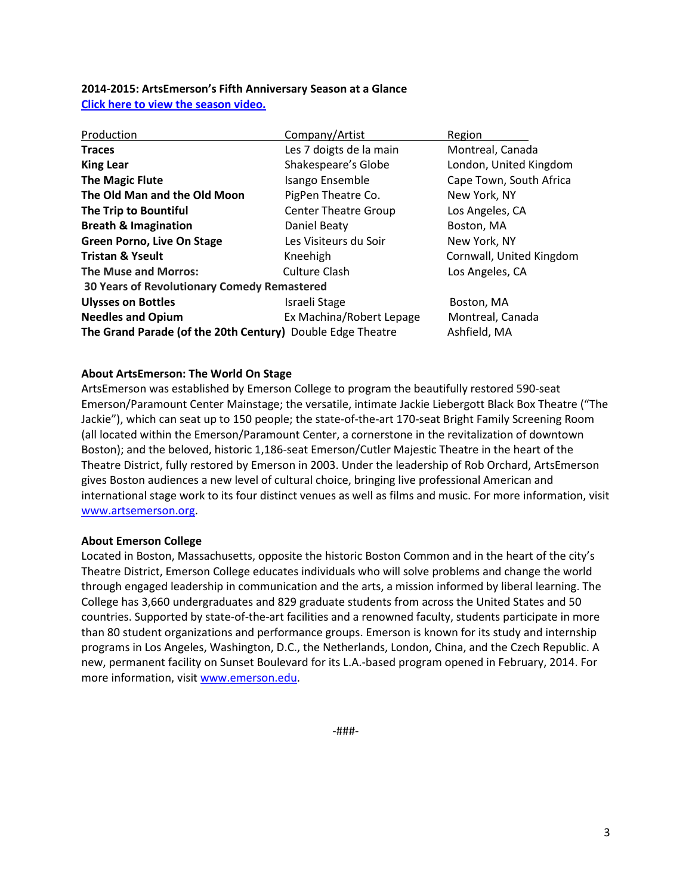**2014-2015: ArtsEmerson's Fifth Anniversary Season at a Glance**

**Click here to view the season video.**

| Production | Company/Artist | Region |
|---|---|---|
| **Traces** | Les 7 doigts de la main | Montreal, Canada |
| **King Lear** | Shakespeare's Globe | London, United Kingdom |
| **The Magic Flute** | Isango Ensemble | Cape Town, South Africa |
| **The Old Man and the Old Moon** | PigPen Theatre Co. | New York, NY |
| **The Trip to Bountiful** | Center Theatre Group | Los Angeles, CA |
| **Breath & Imagination** | Daniel Beaty | Boston, MA |
| **Green Porno, Live On Stage** | Les Visiteurs du Soir | New York, NY |
| **Tristan & Yseult** | Kneehigh | Cornwall, United Kingdom |
| **The Muse and Morros: 30 Years of Revolutionary Comedy Remastered** | Culture Clash | Los Angeles, CA |
| **Ulysses on Bottles** | Israeli Stage | Boston, MA |
| **Needles and Opium** | Ex Machina/Robert Lepage | Montreal, Canada |
| **The Grand Parade (of the 20th Century)** | Double Edge Theatre | Ashfield, MA |

**About ArtsEmerson: The World On Stage**

ArtsEmerson was established by Emerson College to program the beautifully restored 590-seat Emerson/Paramount Center Mainstage; the versatile, intimate Jackie Liebergott Black Box Theatre ("The Jackie"), which can seat up to 150 people; the state-of-the-art 170-seat Bright Family Screening Room (all located within the Emerson/Paramount Center, a cornerstone in the revitalization of downtown Boston); and the beloved, historic 1,186-seat Emerson/Cutler Majestic Theatre in the heart of the Theatre District, fully restored by Emerson in 2003. Under the leadership of Rob Orchard, ArtsEmerson gives Boston audiences a new level of cultural choice, bringing live professional American and international stage work to its four distinct venues as well as films and music. For more information, visit www.artsemerson.org.

**About Emerson College**

Located in Boston, Massachusetts, opposite the historic Boston Common and in the heart of the city's Theatre District, Emerson College educates individuals who will solve problems and change the world through engaged leadership in communication and the arts, a mission informed by liberal learning. The College has 3,660 undergraduates and 829 graduate students from across the United States and 50 countries. Supported by state-of-the-art facilities and a renowned faculty, students participate in more than 80 student organizations and performance groups. Emerson is known for its study and internship programs in Los Angeles, Washington, D.C., the Netherlands, London, China, and the Czech Republic. A new, permanent facility on Sunset Boulevard for its L.A.-based program opened in February, 2014. For more information, visit www.emerson.edu.

-###-